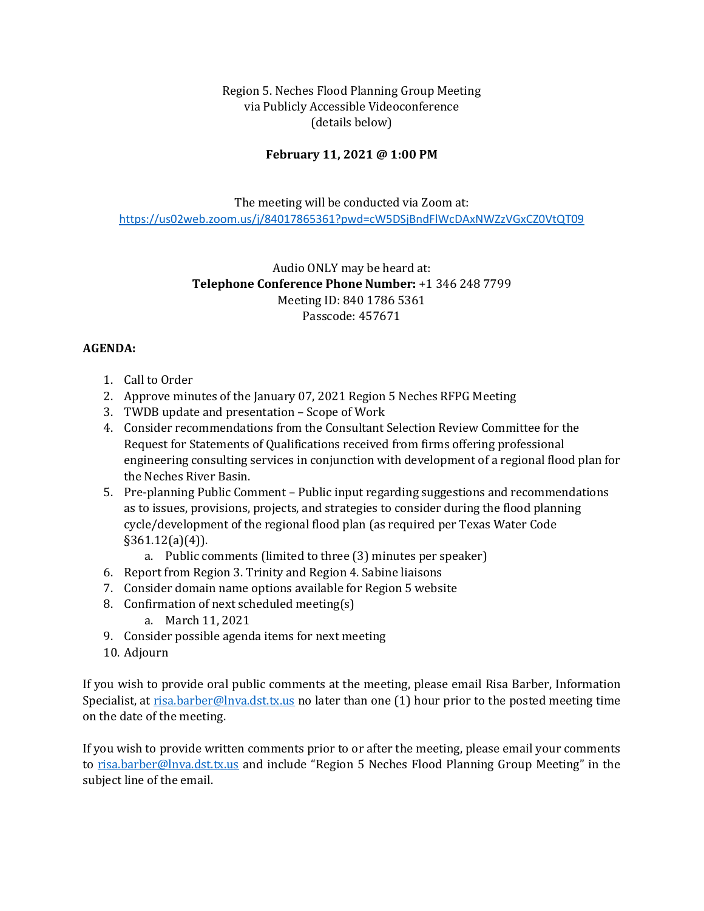Region 5. Neches Flood Planning Group Meeting
via Publicly Accessible Videoconference
(details below)

**February 11, 2021 @ 1:00 PM**

The meeting will be conducted via Zoom at:
https://us02web.zoom.us/j/84017865361?pwd=cW5DSjBndFlWcDAxNWZzVGxCZ0VtQT09

Audio ONLY may be heard at:
**Telephone Conference Phone Number:** +1 346 248 7799
Meeting ID: 840 1786 5361
Passcode: 457671

**AGENDA:**

1. Call to Order
2. Approve minutes of the January 07, 2021 Region 5 Neches RFPG Meeting
3. TWDB update and presentation – Scope of Work
4. Consider recommendations from the Consultant Selection Review Committee for the Request for Statements of Qualifications received from firms offering professional engineering consulting services in conjunction with development of a regional flood plan for the Neches River Basin.
5. Pre-planning Public Comment – Public input regarding suggestions and recommendations as to issues, provisions, projects, and strategies to consider during the flood planning cycle/development of the regional flood plan (as required per Texas Water Code §361.12(a)(4)).
   a. Public comments (limited to three (3) minutes per speaker)
6. Report from Region 3. Trinity and Region 4. Sabine liaisons
7. Consider domain name options available for Region 5 website
8. Confirmation of next scheduled meeting(s)
   a. March 11, 2021
9. Consider possible agenda items for next meeting
10. Adjourn

If you wish to provide oral public comments at the meeting, please email Risa Barber, Information Specialist, at risa.barber@lnva.dst.tx.us no later than one (1) hour prior to the posted meeting time on the date of the meeting.

If you wish to provide written comments prior to or after the meeting, please email your comments to risa.barber@lnva.dst.tx.us and include "Region 5 Neches Flood Planning Group Meeting" in the subject line of the email.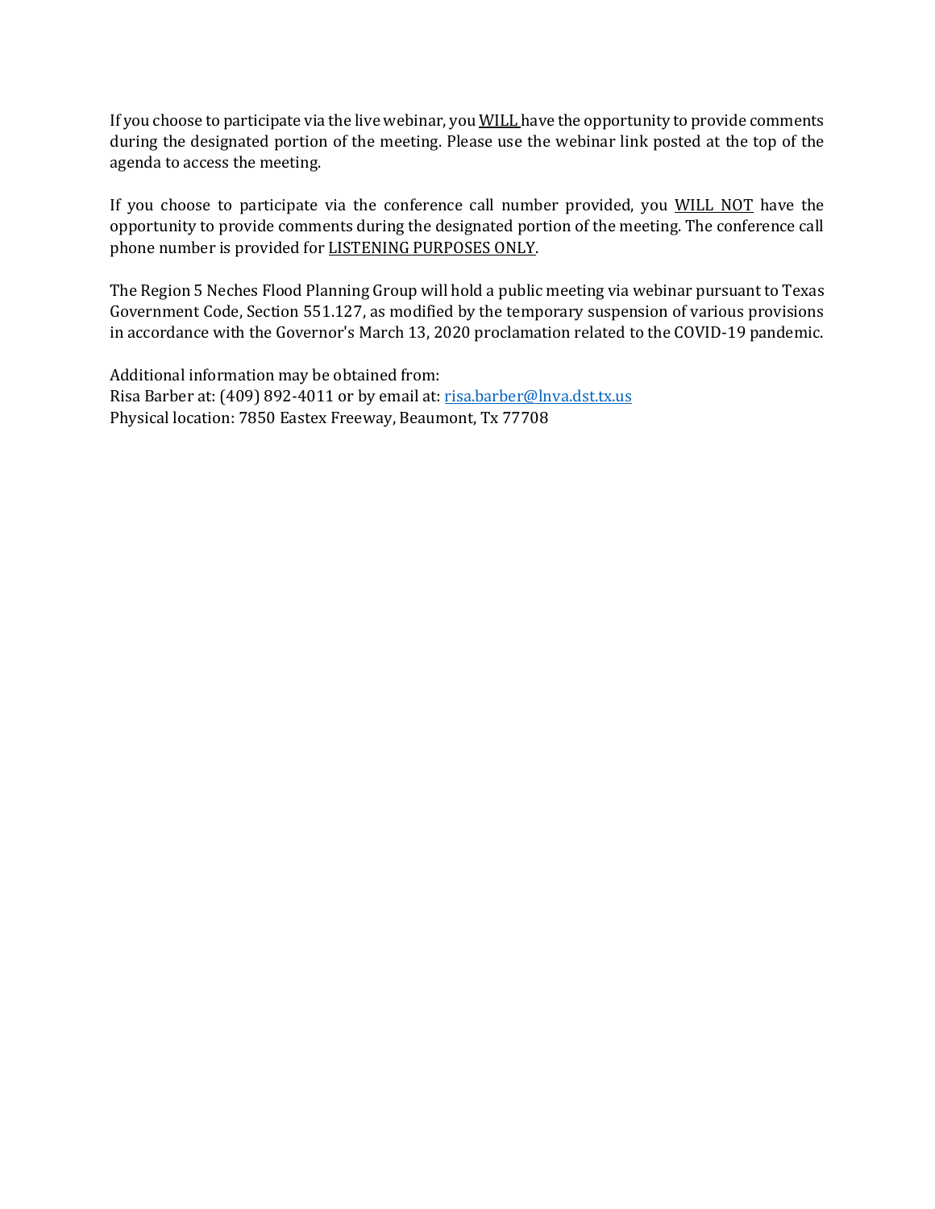If you choose to participate via the live webinar, you WILL have the opportunity to provide comments during the designated portion of the meeting. Please use the webinar link posted at the top of the agenda to access the meeting.

If you choose to participate via the conference call number provided, you WILL NOT have the opportunity to provide comments during the designated portion of the meeting. The conference call phone number is provided for LISTENING PURPOSES ONLY.

The Region 5 Neches Flood Planning Group will hold a public meeting via webinar pursuant to Texas Government Code, Section 551.127, as modified by the temporary suspension of various provisions in accordance with the Governor's March 13, 2020 proclamation related to the COVID-19 pandemic.

Additional information may be obtained from:
Risa Barber at: (409) 892-4011 or by email at: risa.barber@lnva.dst.tx.us
Physical location: 7850 Eastex Freeway, Beaumont, Tx 77708